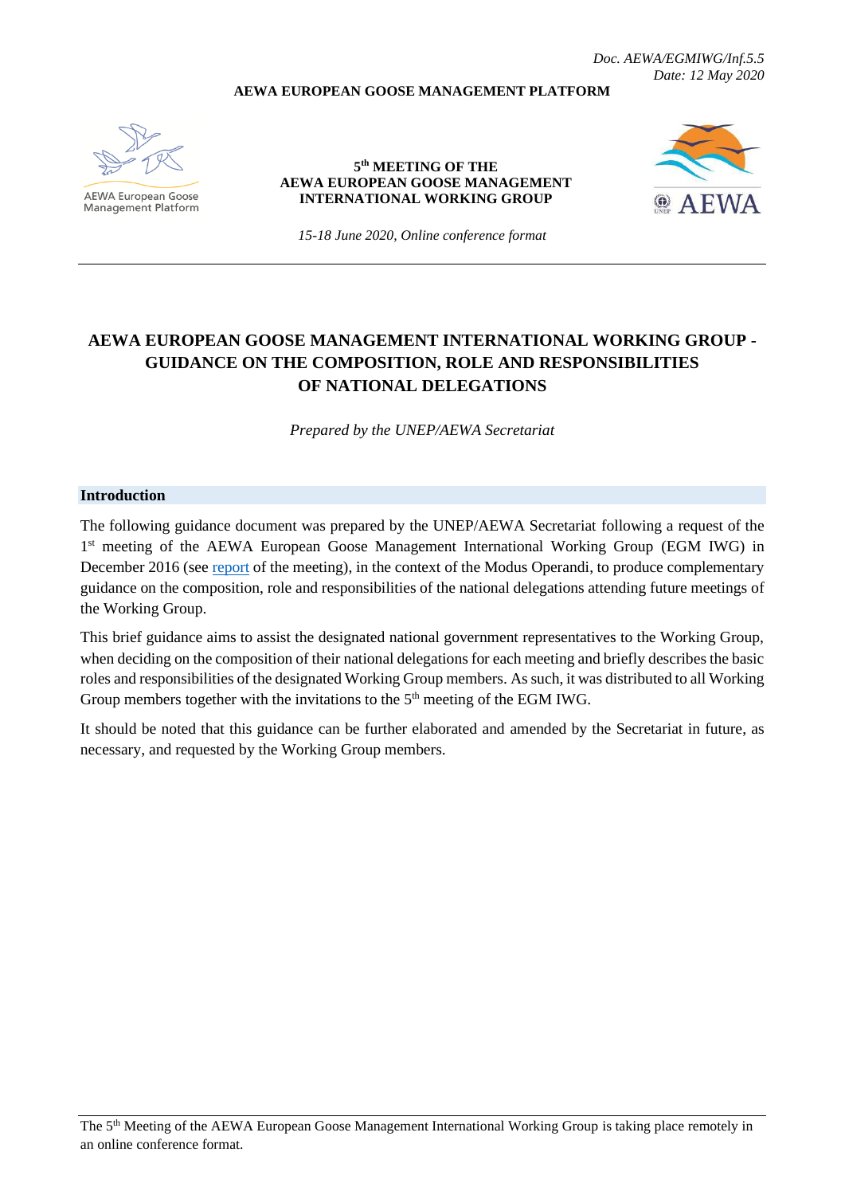*Doc. AEWA/EGMIWG/Inf.5.5*
*Date: 12 May 2020*

**AEWA EUROPEAN GOOSE MANAGEMENT PLATFORM**

AEWA European Goose Management Platform

**5th MEETING OF THE AEWA EUROPEAN GOOSE MANAGEMENT INTERNATIONAL WORKING GROUP**

*15-18 June 2020, Online conference format*

# AEWA EUROPEAN GOOSE MANAGEMENT INTERNATIONAL WORKING GROUP - GUIDANCE ON THE COMPOSITION, ROLE AND RESPONSIBILITIES OF NATIONAL DELEGATIONS

*Prepared by the UNEP/AEWA Secretariat*

## Introduction

The following guidance document was prepared by the UNEP/AEWA Secretariat following a request of the 1st meeting of the AEWA European Goose Management International Working Group (EGM IWG) in December 2016 (see report of the meeting), in the context of the Modus Operandi, to produce complementary guidance on the composition, role and responsibilities of the national delegations attending future meetings of the Working Group.

This brief guidance aims to assist the designated national government representatives to the Working Group, when deciding on the composition of their national delegations for each meeting and briefly describes the basic roles and responsibilities of the designated Working Group members. As such, it was distributed to all Working Group members together with the invitations to the 5th meeting of the EGM IWG.

It should be noted that this guidance can be further elaborated and amended by the Secretariat in future, as necessary, and requested by the Working Group members.

The 5th Meeting of the AEWA European Goose Management International Working Group is taking place remotely in an online conference format.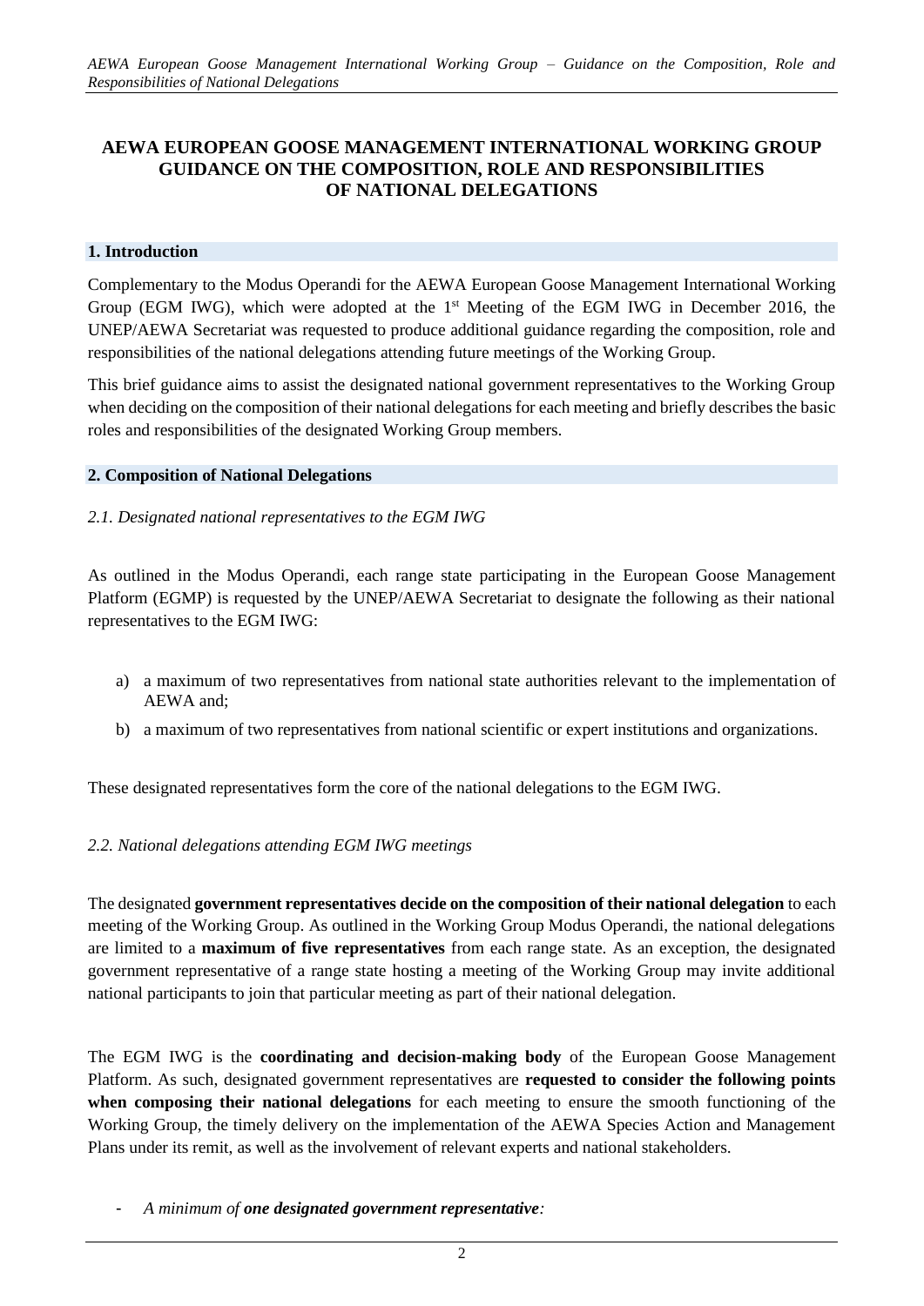# AEWA EUROPEAN GOOSE MANAGEMENT INTERNATIONAL WORKING GROUP GUIDANCE ON THE COMPOSITION, ROLE AND RESPONSIBILITIES OF NATIONAL DELEGATIONS

## 1. Introduction

Complementary to the Modus Operandi for the AEWA European Goose Management International Working Group (EGM IWG), which were adopted at the 1st Meeting of the EGM IWG in December 2016, the UNEP/AEWA Secretariat was requested to produce additional guidance regarding the composition, role and responsibilities of the national delegations attending future meetings of the Working Group.

This brief guidance aims to assist the designated national government representatives to the Working Group when deciding on the composition of their national delegations for each meeting and briefly describes the basic roles and responsibilities of the designated Working Group members.

## 2. Composition of National Delegations

### *2.1. Designated national representatives to the EGM IWG*

As outlined in the Modus Operandi, each range state participating in the European Goose Management Platform (EGMP) is requested by the UNEP/AEWA Secretariat to designate the following as their national representatives to the EGM IWG:

a) a maximum of two representatives from national state authorities relevant to the implementation of AEWA and;
b) a maximum of two representatives from national scientific or expert institutions and organizations.

These designated representatives form the core of the national delegations to the EGM IWG.

### *2.2. National delegations attending EGM IWG meetings*

The designated **government representatives decide on the composition of their national delegation** to each meeting of the Working Group. As outlined in the Working Group Modus Operandi, the national delegations are limited to a **maximum of five representatives** from each range state. As an exception, the designated government representative of a range state hosting a meeting of the Working Group may invite additional national participants to join that particular meeting as part of their national delegation.

The EGM IWG is the **coordinating and decision-making body** of the European Goose Management Platform. As such, designated government representatives are **requested to consider the following points when composing their national delegations** for each meeting to ensure the smooth functioning of the Working Group, the timely delivery on the implementation of the AEWA Species Action and Management Plans under its remit, as well as the involvement of relevant experts and national stakeholders.

- *A minimum of **one designated government representative**:*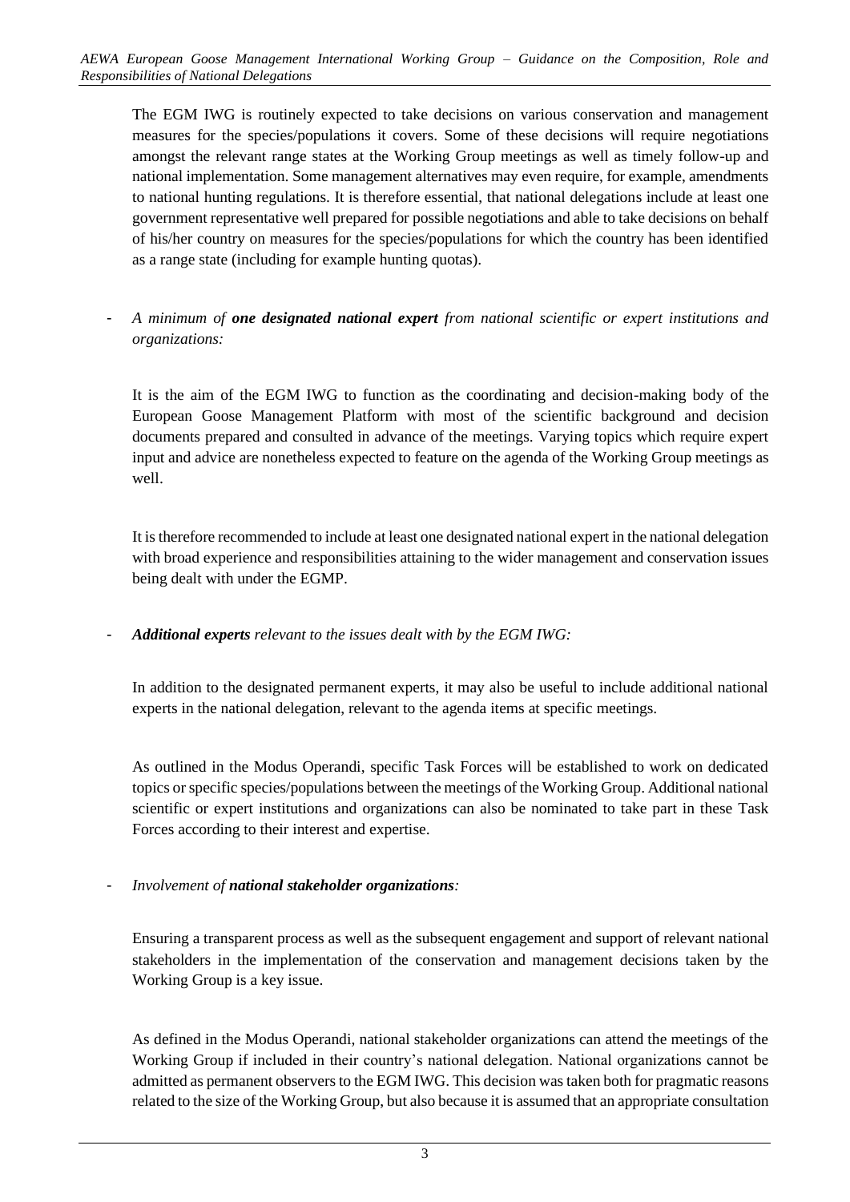The EGM IWG is routinely expected to take decisions on various conservation and management measures for the species/populations it covers. Some of these decisions will require negotiations amongst the relevant range states at the Working Group meetings as well as timely follow-up and national implementation. Some management alternatives may even require, for example, amendments to national hunting regulations. It is therefore essential, that national delegations include at least one government representative well prepared for possible negotiations and able to take decisions on behalf of his/her country on measures for the species/populations for which the country has been identified as a range state (including for example hunting quotas).

- *A minimum of **one designated national expert** from national scientific or expert institutions and organizations:*

  It is the aim of the EGM IWG to function as the coordinating and decision-making body of the European Goose Management Platform with most of the scientific background and decision documents prepared and consulted in advance of the meetings. Varying topics which require expert input and advice are nonetheless expected to feature on the agenda of the Working Group meetings as well.

  It is therefore recommended to include at least one designated national expert in the national delegation with broad experience and responsibilities attaining to the wider management and conservation issues being dealt with under the EGMP.

- ***Additional experts** relevant to the issues dealt with by the EGM IWG:*

  In addition to the designated permanent experts, it may also be useful to include additional national experts in the national delegation, relevant to the agenda items at specific meetings.

  As outlined in the Modus Operandi, specific Task Forces will be established to work on dedicated topics or specific species/populations between the meetings of the Working Group. Additional national scientific or expert institutions and organizations can also be nominated to take part in these Task Forces according to their interest and expertise.

- *Involvement of **national stakeholder organizations**:*

  Ensuring a transparent process as well as the subsequent engagement and support of relevant national stakeholders in the implementation of the conservation and management decisions taken by the Working Group is a key issue.

  As defined in the Modus Operandi, national stakeholder organizations can attend the meetings of the Working Group if included in their country's national delegation. National organizations cannot be admitted as permanent observers to the EGM IWG. This decision was taken both for pragmatic reasons related to the size of the Working Group, but also because it is assumed that an appropriate consultation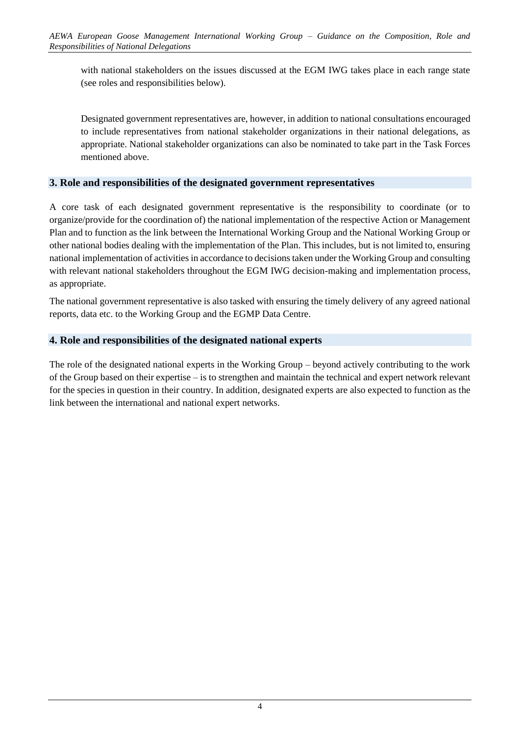with national stakeholders on the issues discussed at the EGM IWG takes place in each range state (see roles and responsibilities below).

Designated government representatives are, however, in addition to national consultations encouraged to include representatives from national stakeholder organizations in their national delegations, as appropriate. National stakeholder organizations can also be nominated to take part in the Task Forces mentioned above.

## 3. Role and responsibilities of the designated government representatives

A core task of each designated government representative is the responsibility to coordinate (or to organize/provide for the coordination of) the national implementation of the respective Action or Management Plan and to function as the link between the International Working Group and the National Working Group or other national bodies dealing with the implementation of the Plan. This includes, but is not limited to, ensuring national implementation of activities in accordance to decisions taken under the Working Group and consulting with relevant national stakeholders throughout the EGM IWG decision-making and implementation process, as appropriate.

The national government representative is also tasked with ensuring the timely delivery of any agreed national reports, data etc. to the Working Group and the EGMP Data Centre.

## 4. Role and responsibilities of the designated national experts

The role of the designated national experts in the Working Group – beyond actively contributing to the work of the Group based on their expertise – is to strengthen and maintain the technical and expert network relevant for the species in question in their country. In addition, designated experts are also expected to function as the link between the international and national expert networks.